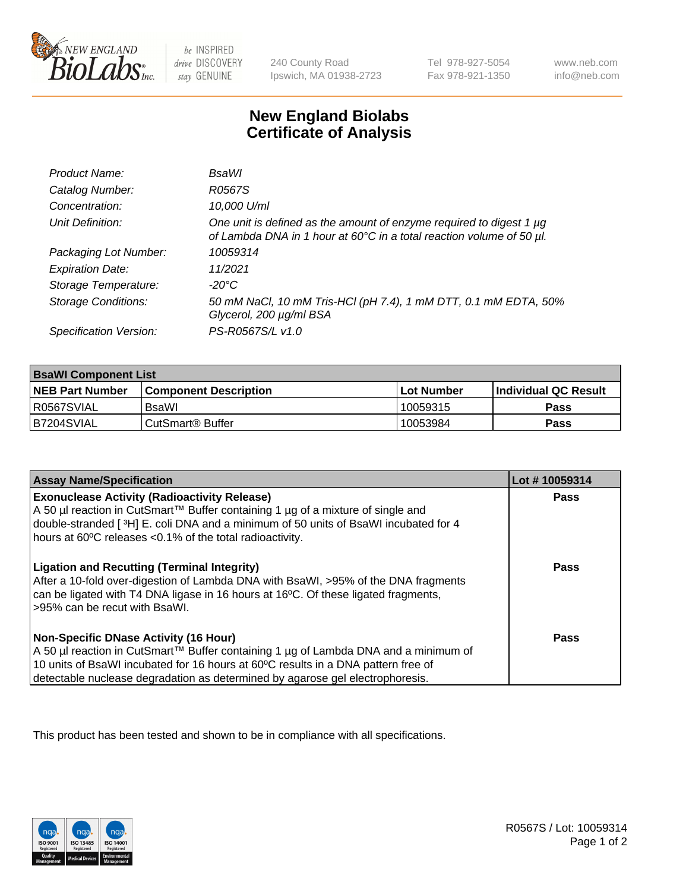NEW ENGLAND BioLabs Inc. — be INSPIRED drive DISCOVERY stay GENUINE

240 County Road
Ipswich, MA 01938-2723

Tel 978-927-5054
Fax 978-921-1350

www.neb.com
info@neb.com

# New England Biolabs
# Certificate of Analysis

| | |
|---|---|
| *Product Name:* | *BsaWI* |
| *Catalog Number:* | *R0567S* |
| *Concentration:* | *10,000 U/ml* |
| *Unit Definition:* | *One unit is defined as the amount of enzyme required to digest 1 µg of Lambda DNA in 1 hour at 60°C in a total reaction volume of 50 µl.* |
| *Packaging Lot Number:* | *10059314* |
| *Expiration Date:* | *11/2021* |
| *Storage Temperature:* | *-20°C* |
| *Storage Conditions:* | *50 mM NaCl, 10 mM Tris-HCl (pH 7.4), 1 mM DTT, 0.1 mM EDTA, 50% Glycerol, 200 µg/ml BSA* |
| *Specification Version:* | *PS-R0567S/L v1.0* |

| **BsaWI Component List** | | | |
|---|---|---|---|
| **NEB Part Number** | **Component Description** | **Lot Number** | **Individual QC Result** |
| R0567SVIAL | BsaWI | 10059315 | **Pass** |
| B7204SVIAL | CutSmart® Buffer | 10053984 | **Pass** |

| **Assay Name/Specification** | **Lot # 10059314** |
|---|---|
| **Exonuclease Activity (Radioactivity Release)** A 50 µl reaction in CutSmart™ Buffer containing 1 µg of a mixture of single and double-stranded [ $^{3}$H] E. coli DNA and a minimum of 50 units of BsaWI incubated for 4 hours at 60ºC releases <0.1% of the total radioactivity. | **Pass** |
| **Ligation and Recutting (Terminal Integrity)** After a 10-fold over-digestion of Lambda DNA with BsaWI, >95% of the DNA fragments can be ligated with T4 DNA ligase in 16 hours at 16ºC. Of these ligated fragments, >95% can be recut with BsaWI. | **Pass** |
| **Non-Specific DNase Activity (16 Hour)** A 50 µl reaction in CutSmart™ Buffer containing 1 µg of Lambda DNA and a minimum of 10 units of BsaWI incubated for 16 hours at 60ºC results in a DNA pattern free of detectable nuclease degradation as determined by agarose gel electrophoresis. | **Pass** |

This product has been tested and shown to be in compliance with all specifications.

ISO 9001 Registered Quality Management | ISO 13485 Registered Medical Devices | ISO 14001 Registered Environmental Management

R0567S / Lot: 10059314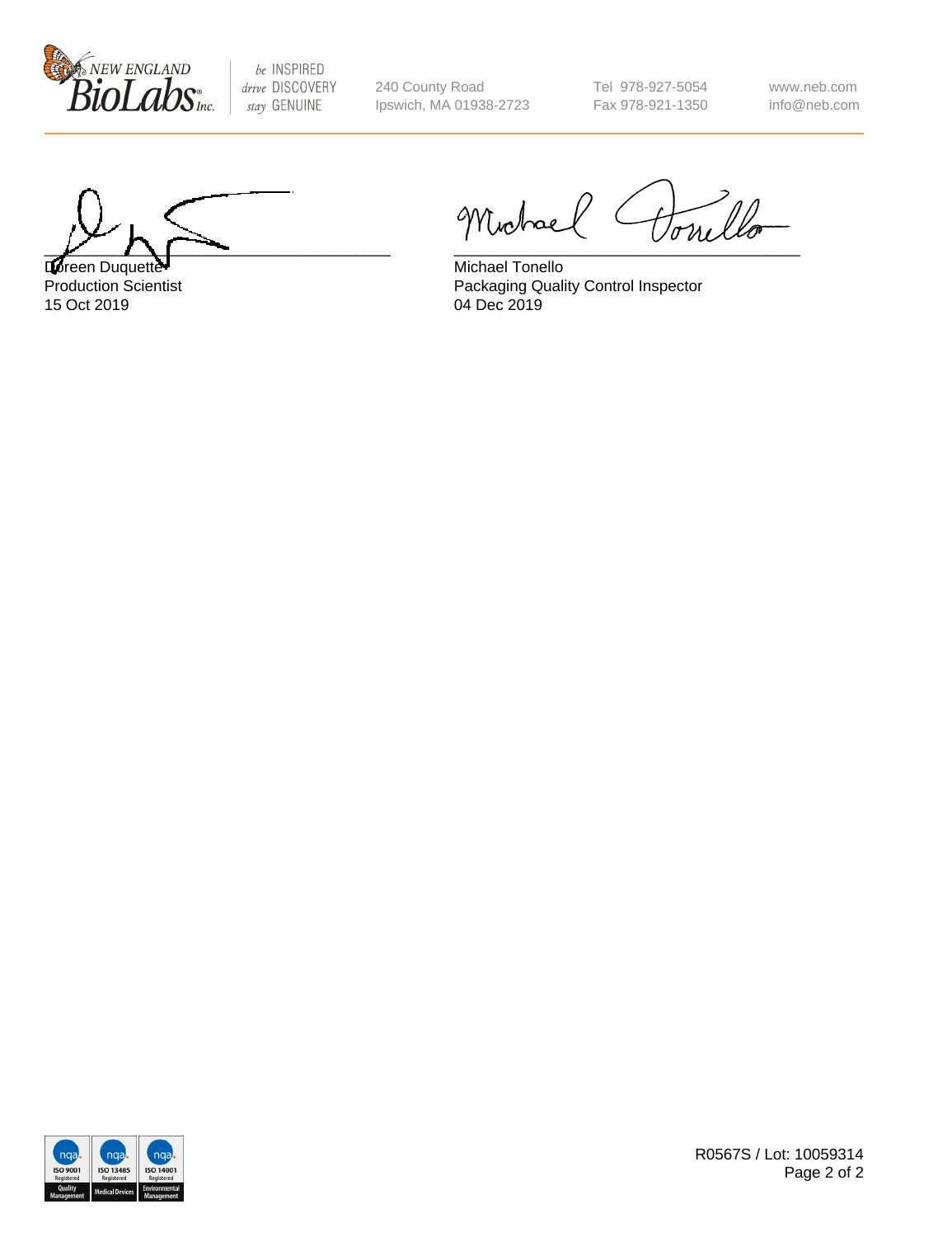Doreen Duquette
Production Scientist
15 Oct 2019

Michael Tonello
Packaging Quality Control Inspector
04 Dec 2019

R0567S / Lot: 10059314